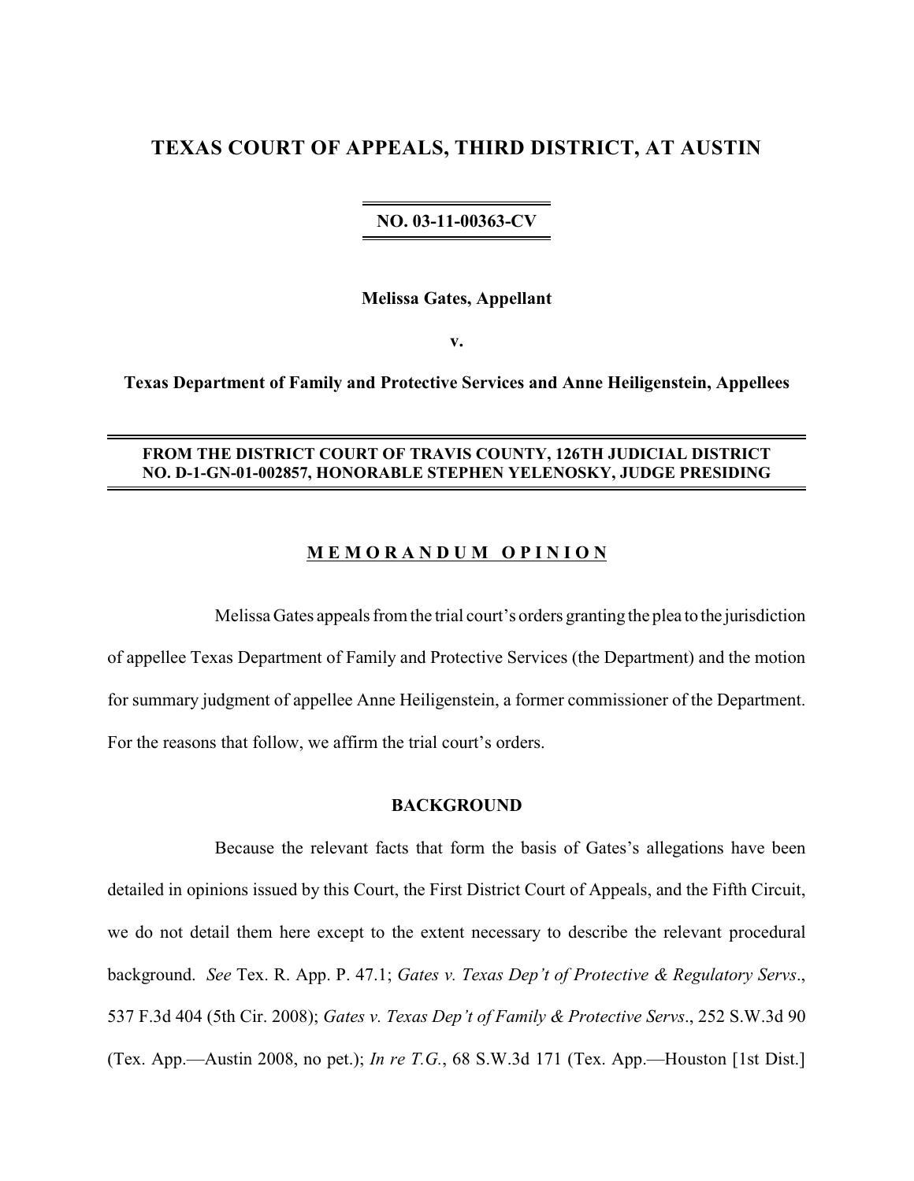# TEXAS COURT OF APPEALS, THIRD DISTRICT, AT AUSTIN

**NO. 03-11-00363-CV**

**Melissa Gates, Appellant**

**v.**

**Texas Department of Family and Protective Services and Anne Heiligenstein, Appellees**

**FROM THE DISTRICT COURT OF TRAVIS COUNTY, 126TH JUDICIAL DISTRICT NO. D-1-GN-01-002857, HONORABLE STEPHEN YELENOSKY, JUDGE PRESIDING**

## MEMORANDUM OPINION

Melissa Gates appeals from the trial court's orders granting the plea to the jurisdiction of appellee Texas Department of Family and Protective Services (the Department) and the motion for summary judgment of appellee Anne Heiligenstein, a former commissioner of the Department. For the reasons that follow, we affirm the trial court's orders.

### BACKGROUND

Because the relevant facts that form the basis of Gates's allegations have been detailed in opinions issued by this Court, the First District Court of Appeals, and the Fifth Circuit, we do not detail them here except to the extent necessary to describe the relevant procedural background. *See* Tex. R. App. P. 47.1; *Gates v. Texas Dep't of Protective & Regulatory Servs*., 537 F.3d 404 (5th Cir. 2008); *Gates v. Texas Dep't of Family & Protective Servs*., 252 S.W.3d 90 (Tex. App.—Austin 2008, no pet.); *In re T.G.*, 68 S.W.3d 171 (Tex. App.—Houston [1st Dist.]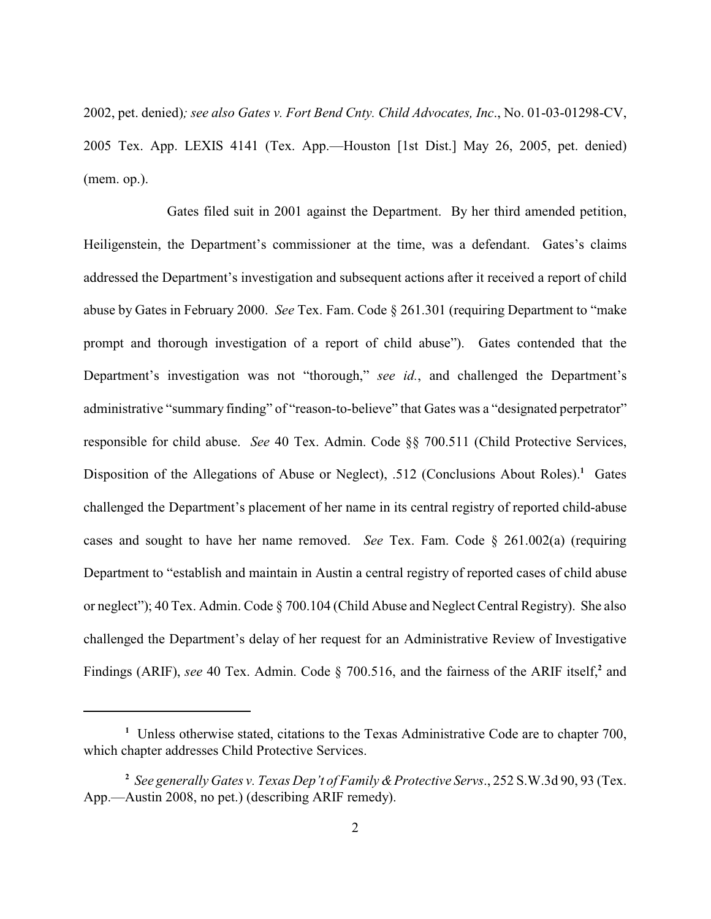2002, pet. denied)*; see also Gates v. Fort Bend Cnty. Child Advocates, Inc*., No. 01-03-01298-CV, 2005 Tex. App. LEXIS 4141 (Tex. App.—Houston [1st Dist.] May 26, 2005, pet. denied) (mem. op.).

Gates filed suit in 2001 against the Department. By her third amended petition, Heiligenstein, the Department's commissioner at the time, was a defendant. Gates's claims addressed the Department's investigation and subsequent actions after it received a report of child abuse by Gates in February 2000. *See* Tex. Fam. Code § 261.301 (requiring Department to "make prompt and thorough investigation of a report of child abuse"). Gates contended that the Department's investigation was not "thorough," *see id.*, and challenged the Department's administrative "summary finding" of "reason-to-believe" that Gates was a "designated perpetrator" responsible for child abuse. *See* 40 Tex. Admin. Code §§ 700.511 (Child Protective Services, Disposition of the Allegations of Abuse or Neglect), .512 (Conclusions About Roles).[1] Gates challenged the Department's placement of her name in its central registry of reported child-abuse cases and sought to have her name removed. *See* Tex. Fam. Code § 261.002(a) (requiring Department to "establish and maintain in Austin a central registry of reported cases of child abuse or neglect"); 40 Tex. Admin. Code § 700.104 (Child Abuse and Neglect Central Registry). She also challenged the Department's delay of her request for an Administrative Review of Investigative Findings (ARIF), *see* 40 Tex. Admin. Code § 700.516, and the fairness of the ARIF itself,[2] and

---

[1] Unless otherwise stated, citations to the Texas Administrative Code are to chapter 700, which chapter addresses Child Protective Services.

[2] *See generally Gates v. Texas Dep't of Family & Protective Servs*., 252 S.W.3d 90, 93 (Tex. App.—Austin 2008, no pet.) (describing ARIF remedy).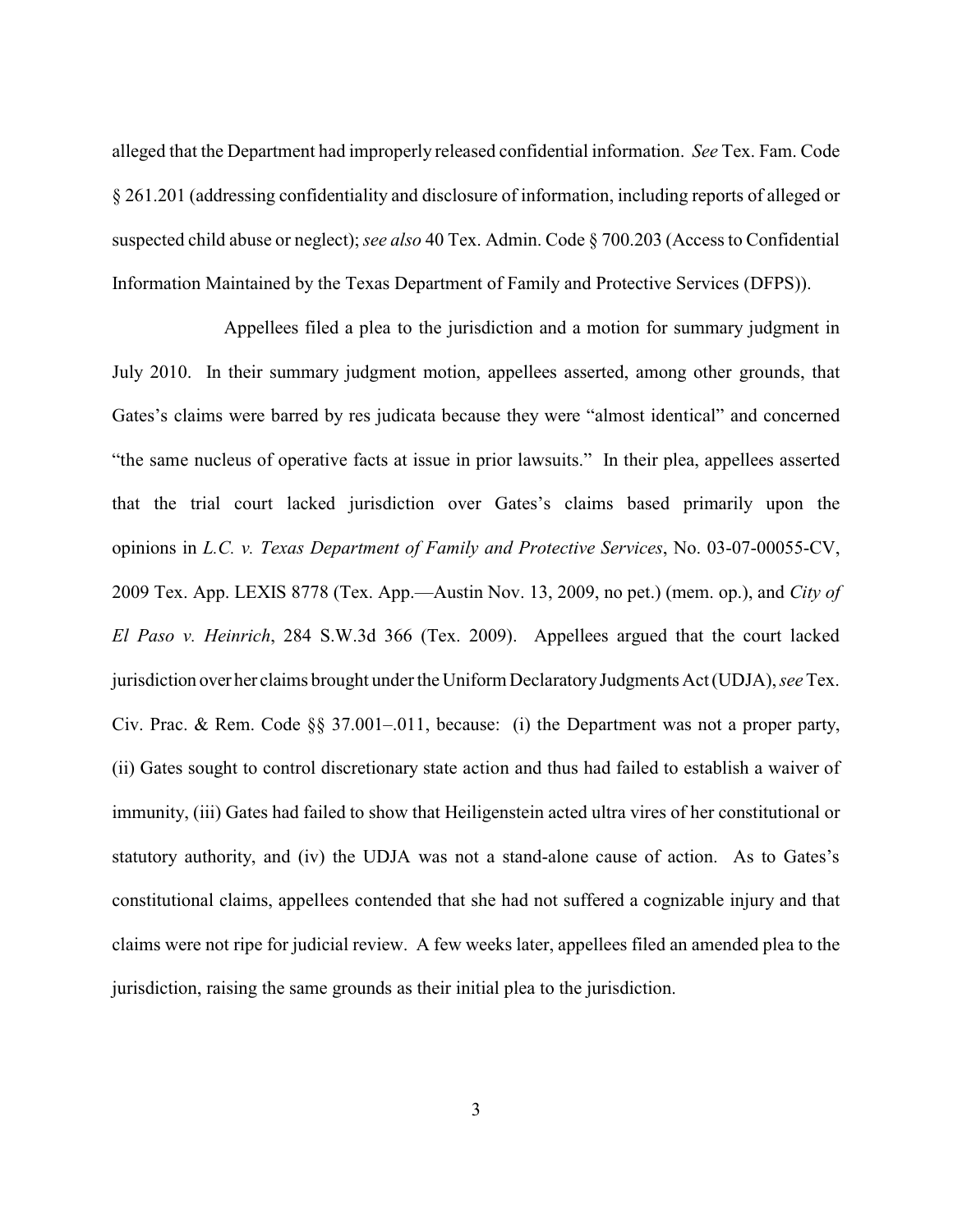alleged that the Department had improperly released confidential information. *See* Tex. Fam. Code § 261.201 (addressing confidentiality and disclosure of information, including reports of alleged or suspected child abuse or neglect); *see also* 40 Tex. Admin. Code § 700.203 (Access to Confidential Information Maintained by the Texas Department of Family and Protective Services (DFPS)).

Appellees filed a plea to the jurisdiction and a motion for summary judgment in July 2010. In their summary judgment motion, appellees asserted, among other grounds, that Gates's claims were barred by res judicata because they were "almost identical" and concerned "the same nucleus of operative facts at issue in prior lawsuits." In their plea, appellees asserted that the trial court lacked jurisdiction over Gates's claims based primarily upon the opinions in *L.C. v. Texas Department of Family and Protective Services*, No. 03-07-00055-CV, 2009 Tex. App. LEXIS 8778 (Tex. App.—Austin Nov. 13, 2009, no pet.) (mem. op.), and *City of El Paso v. Heinrich*, 284 S.W.3d 366 (Tex. 2009). Appellees argued that the court lacked jurisdiction over her claims brought under the Uniform Declaratory Judgments Act (UDJA), *see* Tex. Civ. Prac. & Rem. Code §§ 37.001–.011, because: (i) the Department was not a proper party, (ii) Gates sought to control discretionary state action and thus had failed to establish a waiver of immunity, (iii) Gates had failed to show that Heiligenstein acted ultra vires of her constitutional or statutory authority, and (iv) the UDJA was not a stand-alone cause of action. As to Gates's constitutional claims, appellees contended that she had not suffered a cognizable injury and that claims were not ripe for judicial review. A few weeks later, appellees filed an amended plea to the jurisdiction, raising the same grounds as their initial plea to the jurisdiction.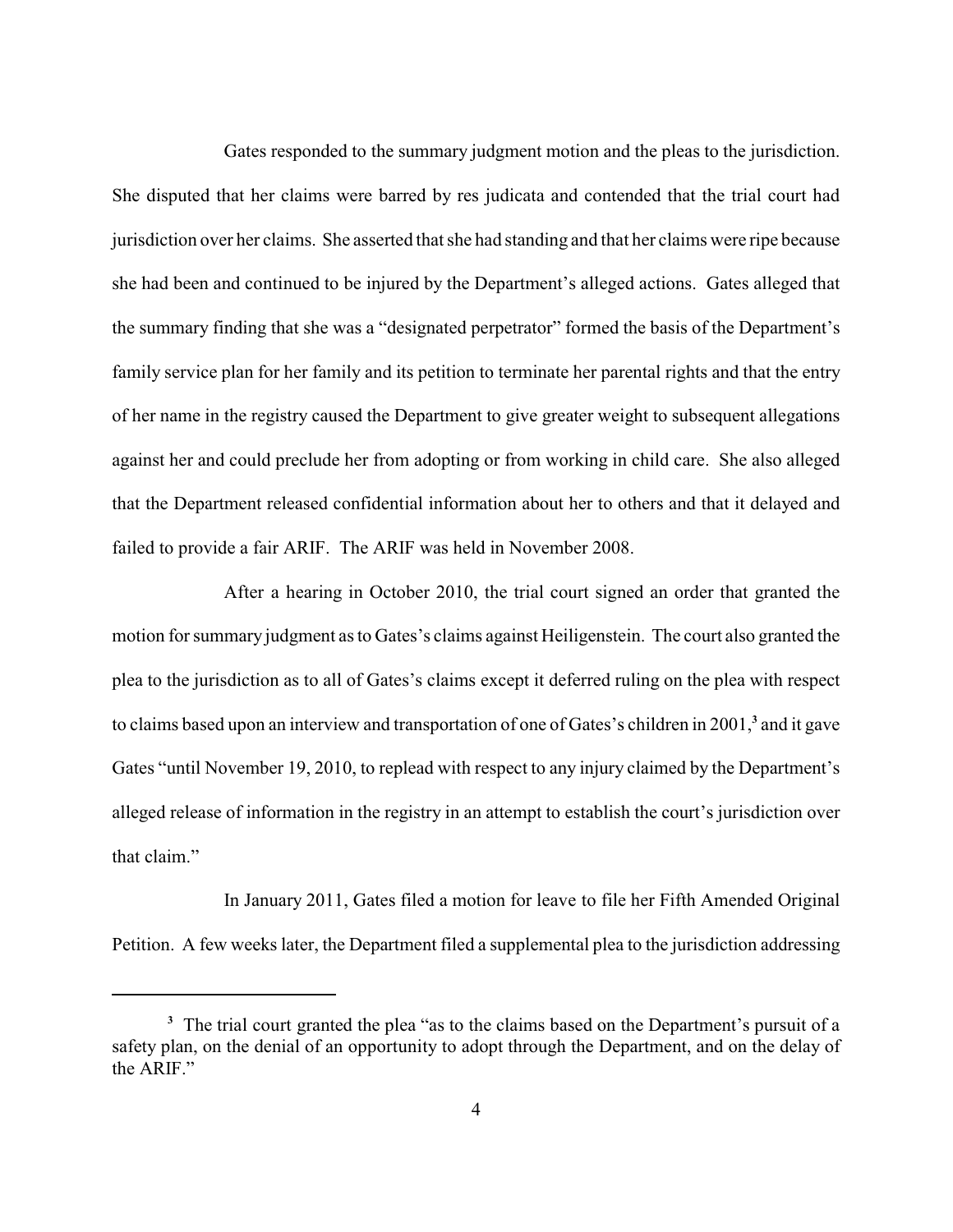Gates responded to the summary judgment motion and the pleas to the jurisdiction. She disputed that her claims were barred by res judicata and contended that the trial court had jurisdiction over her claims. She asserted that she had standing and that her claims were ripe because she had been and continued to be injured by the Department's alleged actions. Gates alleged that the summary finding that she was a "designated perpetrator" formed the basis of the Department's family service plan for her family and its petition to terminate her parental rights and that the entry of her name in the registry caused the Department to give greater weight to subsequent allegations against her and could preclude her from adopting or from working in child care. She also alleged that the Department released confidential information about her to others and that it delayed and failed to provide a fair ARIF. The ARIF was held in November 2008.

After a hearing in October 2010, the trial court signed an order that granted the motion for summary judgment as to Gates's claims against Heiligenstein. The court also granted the plea to the jurisdiction as to all of Gates's claims except it deferred ruling on the plea with respect to claims based upon an interview and transportation of one of Gates's children in 2001,[3] and it gave Gates "until November 19, 2010, to replead with respect to any injury claimed by the Department's alleged release of information in the registry in an attempt to establish the court's jurisdiction over that claim."

In January 2011, Gates filed a motion for leave to file her Fifth Amended Original Petition. A few weeks later, the Department filed a supplemental plea to the jurisdiction addressing

[3] The trial court granted the plea "as to the claims based on the Department's pursuit of a safety plan, on the denial of an opportunity to adopt through the Department, and on the delay of the ARIF."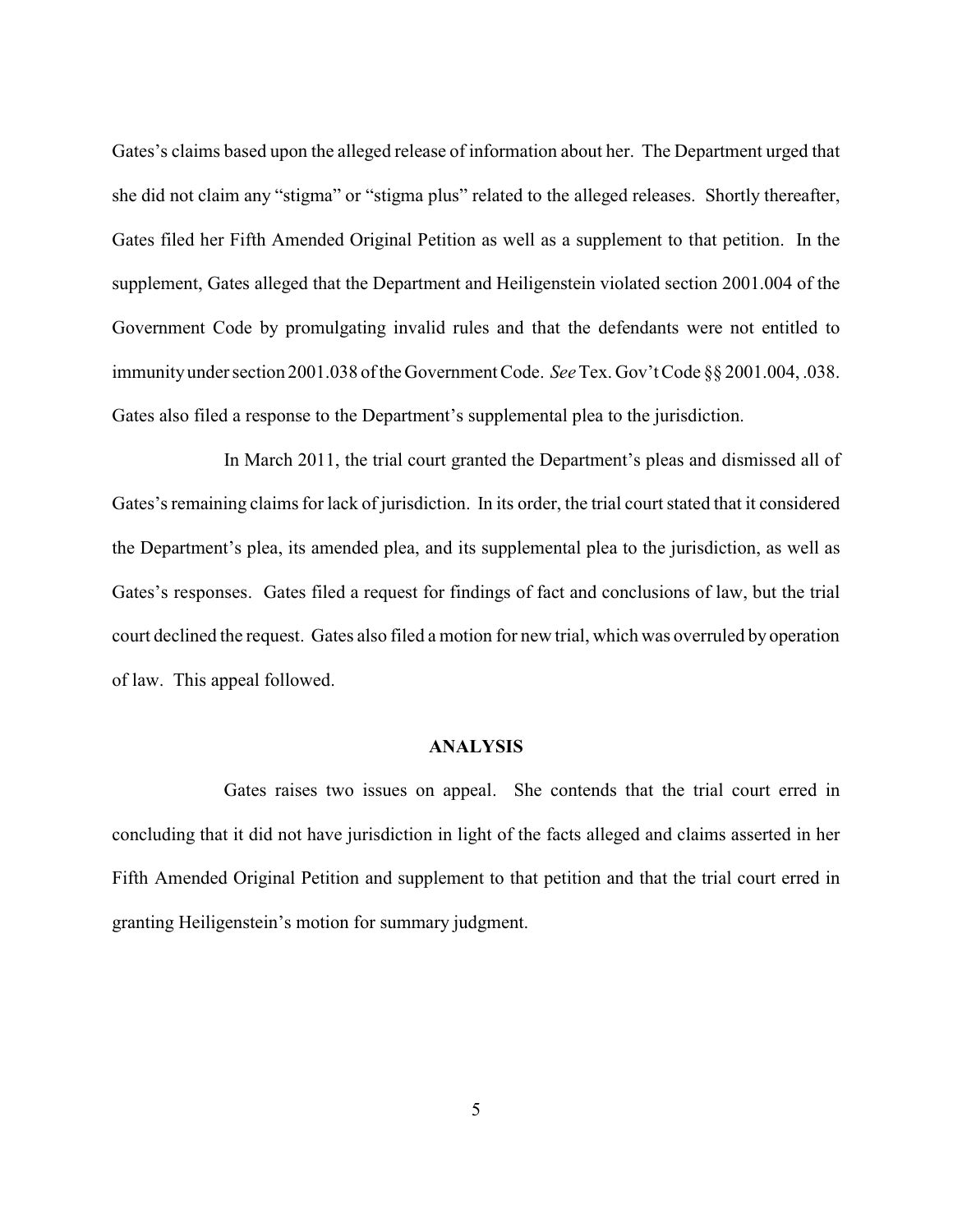Gates's claims based upon the alleged release of information about her. The Department urged that she did not claim any "stigma" or "stigma plus" related to the alleged releases. Shortly thereafter, Gates filed her Fifth Amended Original Petition as well as a supplement to that petition. In the supplement, Gates alleged that the Department and Heiligenstein violated section 2001.004 of the Government Code by promulgating invalid rules and that the defendants were not entitled to immunity under section 2001.038 of the Government Code. *See* Tex. Gov't Code §§ 2001.004, .038. Gates also filed a response to the Department's supplemental plea to the jurisdiction.

In March 2011, the trial court granted the Department's pleas and dismissed all of Gates's remaining claims for lack of jurisdiction. In its order, the trial court stated that it considered the Department's plea, its amended plea, and its supplemental plea to the jurisdiction, as well as Gates's responses. Gates filed a request for findings of fact and conclusions of law, but the trial court declined the request. Gates also filed a motion for new trial, which was overruled by operation of law. This appeal followed.

## ANALYSIS

Gates raises two issues on appeal. She contends that the trial court erred in concluding that it did not have jurisdiction in light of the facts alleged and claims asserted in her Fifth Amended Original Petition and supplement to that petition and that the trial court erred in granting Heiligenstein's motion for summary judgment.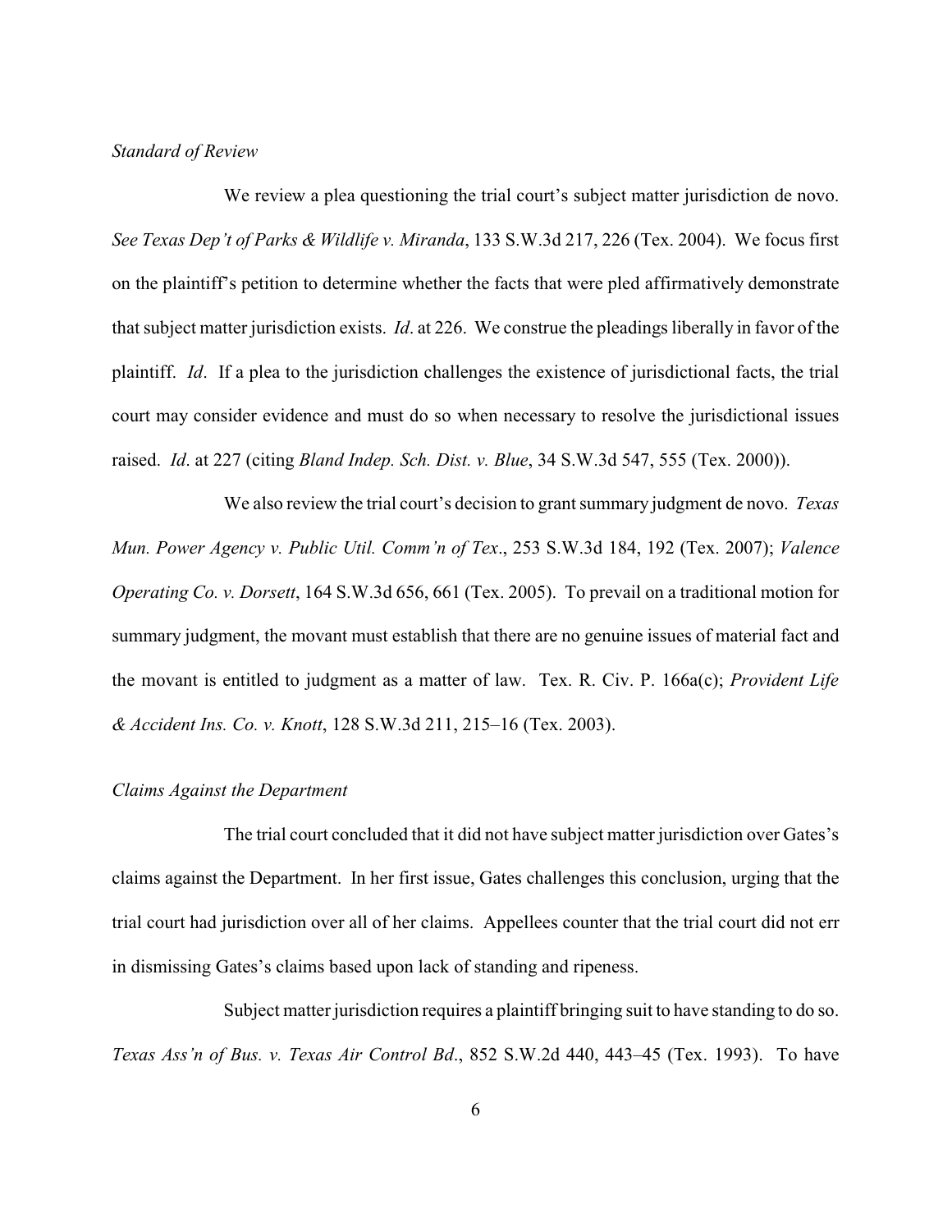*Standard of Review*

We review a plea questioning the trial court's subject matter jurisdiction de novo. *See Texas Dep't of Parks & Wildlife v. Miranda*, 133 S.W.3d 217, 226 (Tex. 2004). We focus first on the plaintiff's petition to determine whether the facts that were pled affirmatively demonstrate that subject matter jurisdiction exists. *Id*. at 226. We construe the pleadings liberally in favor of the plaintiff. *Id*. If a plea to the jurisdiction challenges the existence of jurisdictional facts, the trial court may consider evidence and must do so when necessary to resolve the jurisdictional issues raised. *Id*. at 227 (citing *Bland Indep. Sch. Dist. v. Blue*, 34 S.W.3d 547, 555 (Tex. 2000)).

We also review the trial court's decision to grant summary judgment de novo. *Texas Mun. Power Agency v. Public Util. Comm'n of Tex*., 253 S.W.3d 184, 192 (Tex. 2007); *Valence Operating Co. v. Dorsett*, 164 S.W.3d 656, 661 (Tex. 2005). To prevail on a traditional motion for summary judgment, the movant must establish that there are no genuine issues of material fact and the movant is entitled to judgment as a matter of law. Tex. R. Civ. P. 166a(c); *Provident Life & Accident Ins. Co. v. Knott*, 128 S.W.3d 211, 215–16 (Tex. 2003).

*Claims Against the Department*

The trial court concluded that it did not have subject matter jurisdiction over Gates's claims against the Department. In her first issue, Gates challenges this conclusion, urging that the trial court had jurisdiction over all of her claims. Appellees counter that the trial court did not err in dismissing Gates's claims based upon lack of standing and ripeness.

Subject matter jurisdiction requires a plaintiff bringing suit to have standing to do so. *Texas Ass'n of Bus. v. Texas Air Control Bd*., 852 S.W.2d 440, 443–45 (Tex. 1993). To have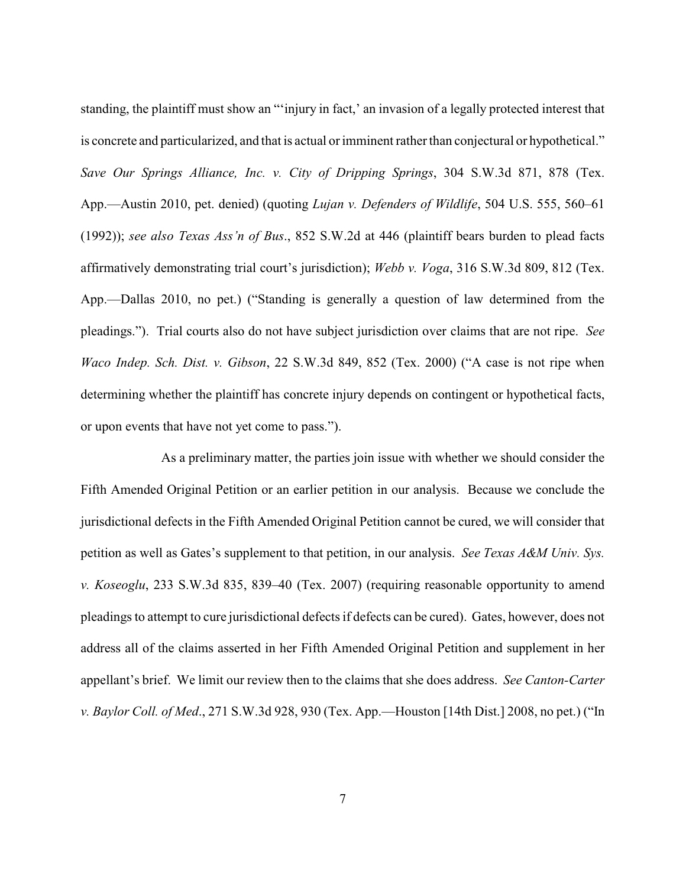standing, the plaintiff must show an "'injury in fact,' an invasion of a legally protected interest that is concrete and particularized, and that is actual or imminent rather than conjectural or hypothetical." *Save Our Springs Alliance, Inc. v. City of Dripping Springs*, 304 S.W.3d 871, 878 (Tex. App.—Austin 2010, pet. denied) (quoting *Lujan v. Defenders of Wildlife*, 504 U.S. 555, 560–61 (1992)); *see also Texas Ass'n of Bus*., 852 S.W.2d at 446 (plaintiff bears burden to plead facts affirmatively demonstrating trial court's jurisdiction); *Webb v. Voga*, 316 S.W.3d 809, 812 (Tex. App.—Dallas 2010, no pet.) ("Standing is generally a question of law determined from the pleadings."). Trial courts also do not have subject jurisdiction over claims that are not ripe. *See Waco Indep. Sch. Dist. v. Gibson*, 22 S.W.3d 849, 852 (Tex. 2000) ("A case is not ripe when determining whether the plaintiff has concrete injury depends on contingent or hypothetical facts, or upon events that have not yet come to pass.").

As a preliminary matter, the parties join issue with whether we should consider the Fifth Amended Original Petition or an earlier petition in our analysis. Because we conclude the jurisdictional defects in the Fifth Amended Original Petition cannot be cured, we will consider that petition as well as Gates's supplement to that petition, in our analysis. *See Texas A&M Univ. Sys. v. Koseoglu*, 233 S.W.3d 835, 839–40 (Tex. 2007) (requiring reasonable opportunity to amend pleadings to attempt to cure jurisdictional defects if defects can be cured). Gates, however, does not address all of the claims asserted in her Fifth Amended Original Petition and supplement in her appellant's brief. We limit our review then to the claims that she does address. *See Canton-Carter v. Baylor Coll. of Med*., 271 S.W.3d 928, 930 (Tex. App.—Houston [14th Dist.] 2008, no pet.) ("In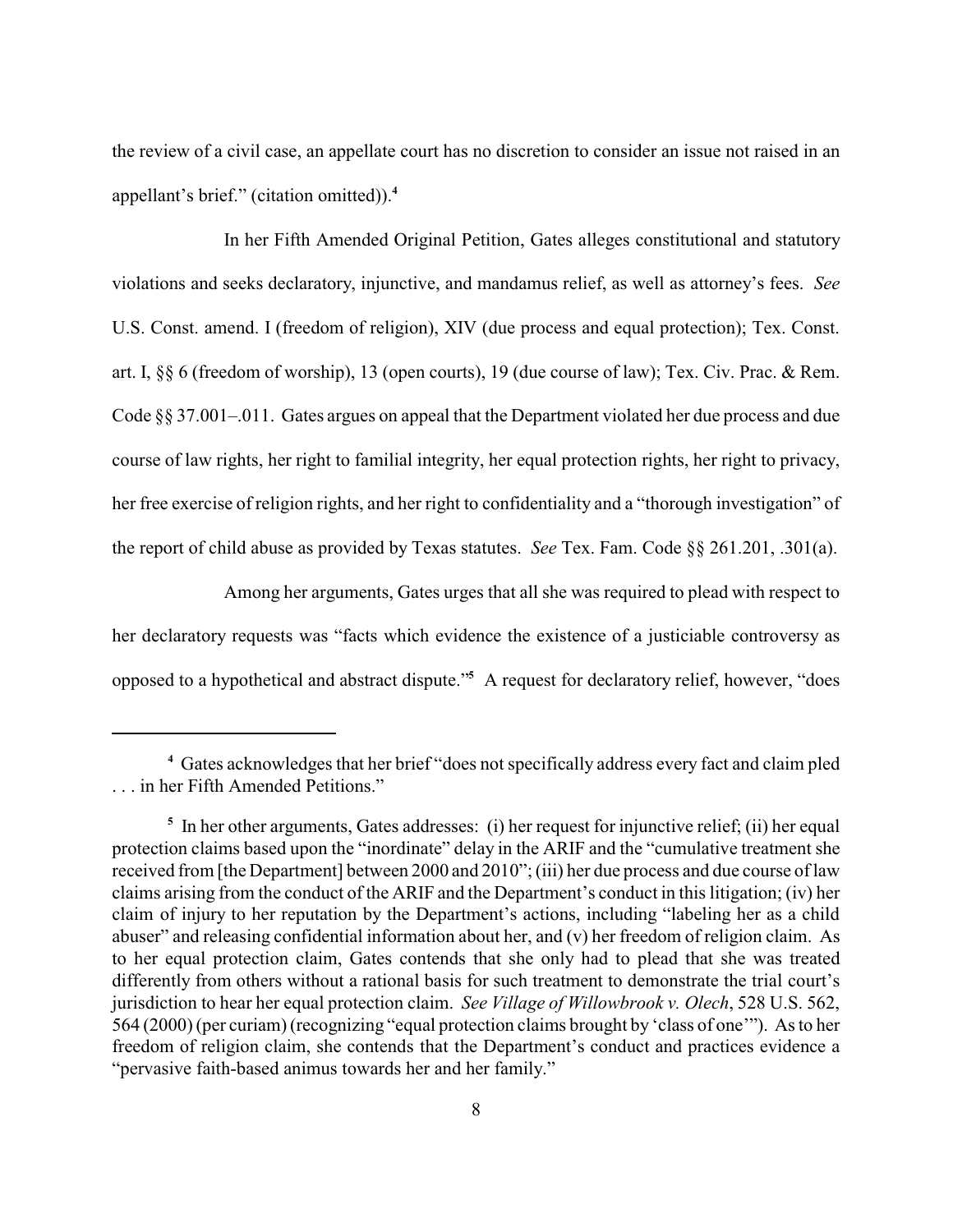the review of a civil case, an appellate court has no discretion to consider an issue not raised in an appellant's brief." (citation omitted)).[4]

In her Fifth Amended Original Petition, Gates alleges constitutional and statutory violations and seeks declaratory, injunctive, and mandamus relief, as well as attorney's fees. *See* U.S. Const. amend. I (freedom of religion), XIV (due process and equal protection); Tex. Const. art. I, §§ 6 (freedom of worship), 13 (open courts), 19 (due course of law); Tex. Civ. Prac. & Rem. Code §§ 37.001–.011. Gates argues on appeal that the Department violated her due process and due course of law rights, her right to familial integrity, her equal protection rights, her right to privacy, her free exercise of religion rights, and her right to confidentiality and a "thorough investigation" of the report of child abuse as provided by Texas statutes. *See* Tex. Fam. Code §§ 261.201, .301(a).

Among her arguments, Gates urges that all she was required to plead with respect to her declaratory requests was "facts which evidence the existence of a justiciable controversy as opposed to a hypothetical and abstract dispute."[5] A request for declaratory relief, however, "does

---

[4] Gates acknowledges that her brief "does not specifically address every fact and claim pled . . . in her Fifth Amended Petitions."

[5] In her other arguments, Gates addresses: (i) her request for injunctive relief; (ii) her equal protection claims based upon the "inordinate" delay in the ARIF and the "cumulative treatment she received from [the Department] between 2000 and 2010"; (iii) her due process and due course of law claims arising from the conduct of the ARIF and the Department's conduct in this litigation; (iv) her claim of injury to her reputation by the Department's actions, including "labeling her as a child abuser" and releasing confidential information about her, and (v) her freedom of religion claim. As to her equal protection claim, Gates contends that she only had to plead that she was treated differently from others without a rational basis for such treatment to demonstrate the trial court's jurisdiction to hear her equal protection claim. *See Village of Willowbrook v. Olech*, 528 U.S. 562, 564 (2000) (per curiam) (recognizing "equal protection claims brought by 'class of one'"). As to her freedom of religion claim, she contends that the Department's conduct and practices evidence a "pervasive faith-based animus towards her and her family."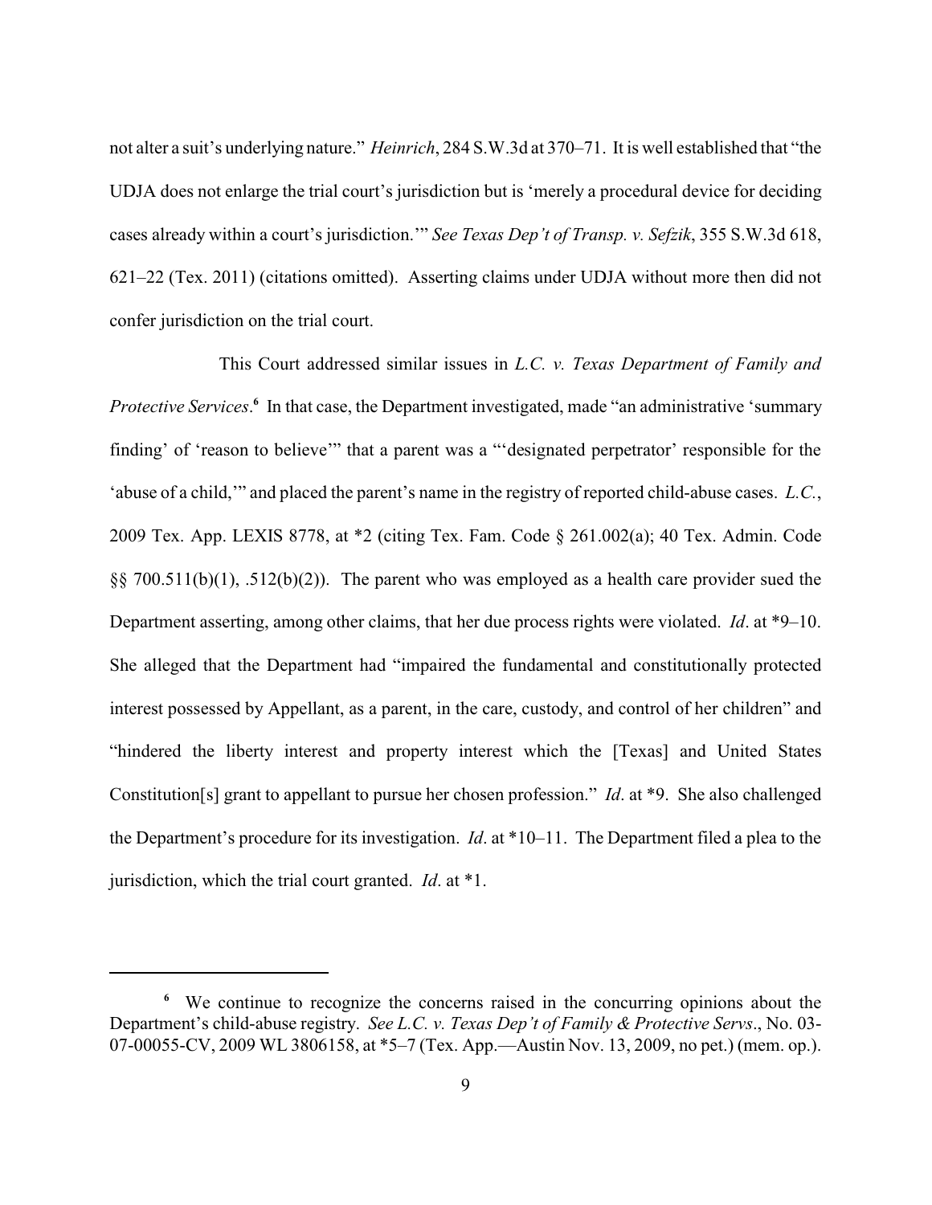not alter a suit's underlying nature." *Heinrich*, 284 S.W.3d at 370–71. It is well established that "the UDJA does not enlarge the trial court's jurisdiction but is 'merely a procedural device for deciding cases already within a court's jurisdiction.'" *See Texas Dep't of Transp. v. Sefzik*, 355 S.W.3d 618, 621–22 (Tex. 2011) (citations omitted). Asserting claims under UDJA without more then did not confer jurisdiction on the trial court.

This Court addressed similar issues in *L.C. v. Texas Department of Family and Protective Services*.[6] In that case, the Department investigated, made "an administrative 'summary finding' of 'reason to believe'" that a parent was a "'designated perpetrator' responsible for the 'abuse of a child,'" and placed the parent's name in the registry of reported child-abuse cases. *L.C.*, 2009 Tex. App. LEXIS 8778, at *2 (citing Tex. Fam. Code § 261.002(a); 40 Tex. Admin. Code §§ 700.511(b)(1), .512(b)(2)). The parent who was employed as a health care provider sued the Department asserting, among other claims, that her due process rights were violated. *Id*. at *9–10. She alleged that the Department had "impaired the fundamental and constitutionally protected interest possessed by Appellant, as a parent, in the care, custody, and control of her children" and "hindered the liberty interest and property interest which the [Texas] and United States Constitution[s] grant to appellant to pursue her chosen profession." *Id*. at *9. She also challenged the Department's procedure for its investigation. *Id*. at *10–11. The Department filed a plea to the jurisdiction, which the trial court granted. *Id*. at *1.

---

[6] We continue to recognize the concerns raised in the concurring opinions about the Department's child-abuse registry. *See L.C. v. Texas Dep't of Family & Protective Servs*., No. 03-07-00055-CV, 2009 WL 3806158, at *5–7 (Tex. App.—Austin Nov. 13, 2009, no pet.) (mem. op.).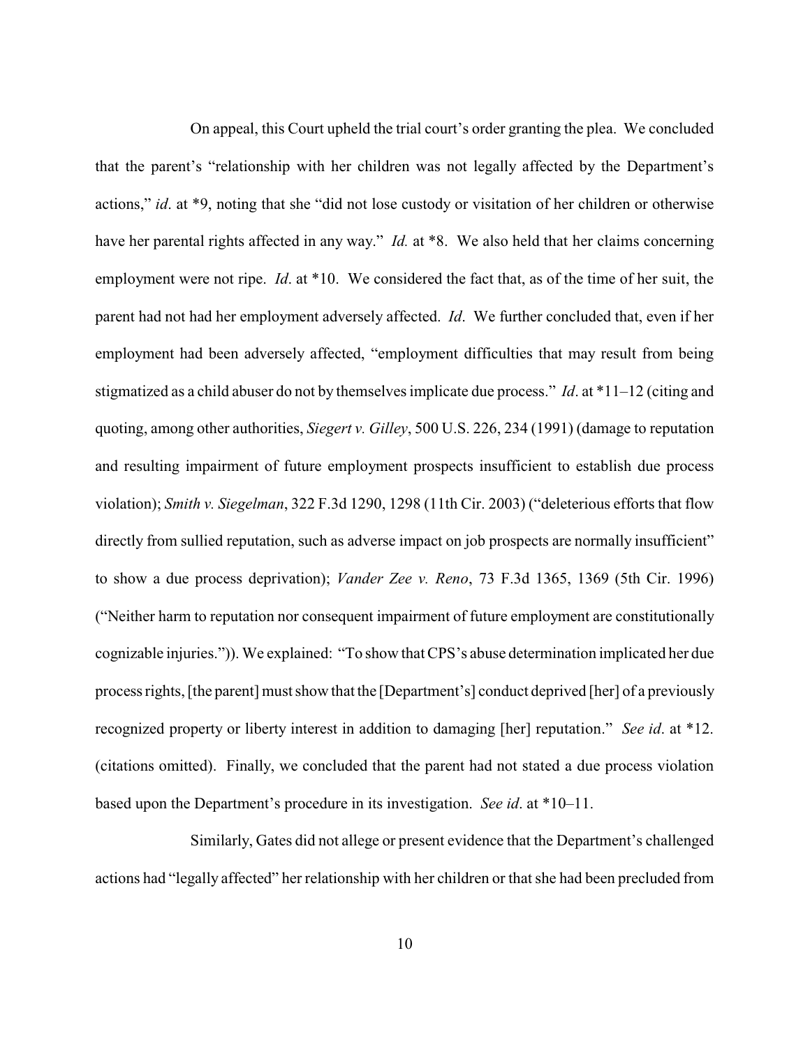On appeal, this Court upheld the trial court's order granting the plea. We concluded that the parent's "relationship with her children was not legally affected by the Department's actions," *id*. at *9, noting that she "did not lose custody or visitation of her children or otherwise have her parental rights affected in any way." *Id.* at *8. We also held that her claims concerning employment were not ripe. *Id*. at *10. We considered the fact that, as of the time of her suit, the parent had not had her employment adversely affected. *Id*. We further concluded that, even if her employment had been adversely affected, "employment difficulties that may result from being stigmatized as a child abuser do not by themselves implicate due process." *Id*. at *11–12 (citing and quoting, among other authorities, *Siegert v. Gilley*, 500 U.S. 226, 234 (1991) (damage to reputation and resulting impairment of future employment prospects insufficient to establish due process violation); *Smith v. Siegelman*, 322 F.3d 1290, 1298 (11th Cir. 2003) ("deleterious efforts that flow directly from sullied reputation, such as adverse impact on job prospects are normally insufficient" to show a due process deprivation); *Vander Zee v. Reno*, 73 F.3d 1365, 1369 (5th Cir. 1996) ("Neither harm to reputation nor consequent impairment of future employment are constitutionally cognizable injuries.")). We explained: "To show that CPS's abuse determination implicated her due process rights, [the parent] must show that the [Department's] conduct deprived [her] of a previously recognized property or liberty interest in addition to damaging [her] reputation." *See id*. at *12. (citations omitted). Finally, we concluded that the parent had not stated a due process violation based upon the Department's procedure in its investigation. *See id*. at *10–11.

Similarly, Gates did not allege or present evidence that the Department's challenged actions had "legally affected" her relationship with her children or that she had been precluded from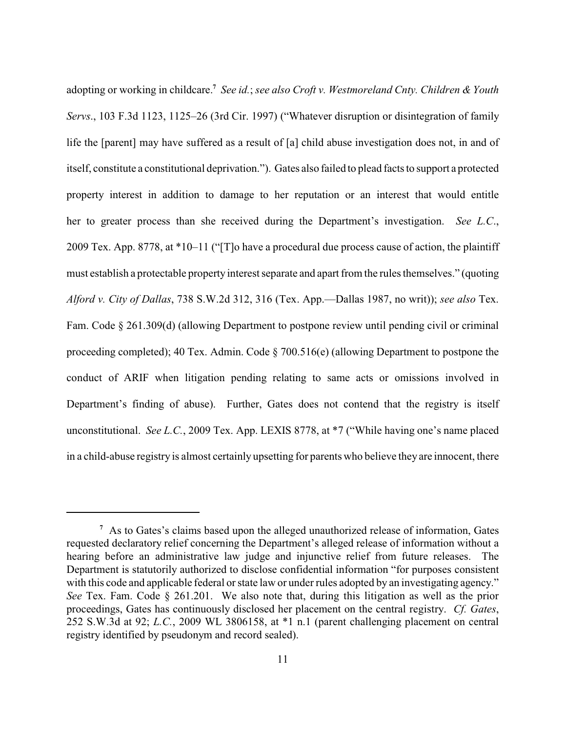adopting or working in childcare.[7] *See id.*; *see also Croft v. Westmoreland Cnty. Children & Youth Servs*., 103 F.3d 1123, 1125–26 (3rd Cir. 1997) ("Whatever disruption or disintegration of family life the [parent] may have suffered as a result of [a] child abuse investigation does not, in and of itself, constitute a constitutional deprivation."). Gates also failed to plead facts to support a protected property interest in addition to damage to her reputation or an interest that would entitle her to greater process than she received during the Department's investigation. *See L.C.*, 2009 Tex. App. 8778, at *10–11 ("[T]o have a procedural due process cause of action, the plaintiff must establish a protectable property interest separate and apart from the rules themselves." (quoting *Alford v. City of Dallas*, 738 S.W.2d 312, 316 (Tex. App.—Dallas 1987, no writ)); *see also* Tex. Fam. Code § 261.309(d) (allowing Department to postpone review until pending civil or criminal proceeding completed); 40 Tex. Admin. Code § 700.516(e) (allowing Department to postpone the conduct of ARIF when litigation pending relating to same acts or omissions involved in Department's finding of abuse). Further, Gates does not contend that the registry is itself unconstitutional. *See L.C.*, 2009 Tex. App. LEXIS 8778, at *7 ("While having one's name placed in a child-abuse registry is almost certainly upsetting for parents who believe they are innocent, there

---

[7] As to Gates's claims based upon the alleged unauthorized release of information, Gates requested declaratory relief concerning the Department's alleged release of information without a hearing before an administrative law judge and injunctive relief from future releases. The Department is statutorily authorized to disclose confidential information "for purposes consistent with this code and applicable federal or state law or under rules adopted by an investigating agency." *See* Tex. Fam. Code § 261.201. We also note that, during this litigation as well as the prior proceedings, Gates has continuously disclosed her placement on the central registry. *Cf. Gates*, 252 S.W.3d at 92; *L.C.*, 2009 WL 3806158, at *1 n.1 (parent challenging placement on central registry identified by pseudonym and record sealed).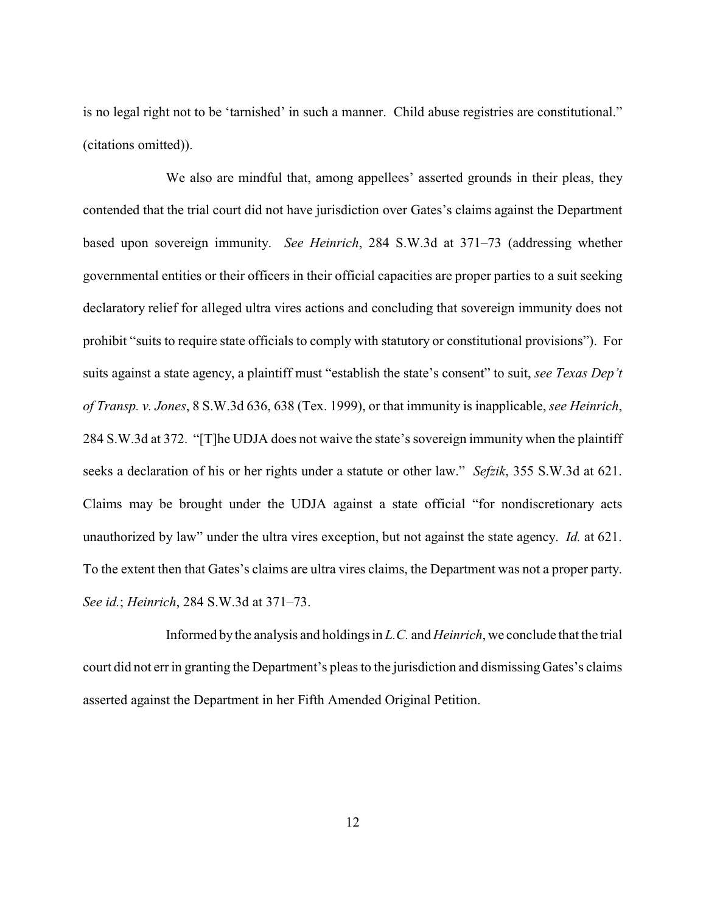is no legal right not to be 'tarnished' in such a manner. Child abuse registries are constitutional." (citations omitted)).

We also are mindful that, among appellees' asserted grounds in their pleas, they contended that the trial court did not have jurisdiction over Gates's claims against the Department based upon sovereign immunity. *See Heinrich*, 284 S.W.3d at 371–73 (addressing whether governmental entities or their officers in their official capacities are proper parties to a suit seeking declaratory relief for alleged ultra vires actions and concluding that sovereign immunity does not prohibit "suits to require state officials to comply with statutory or constitutional provisions"). For suits against a state agency, a plaintiff must "establish the state's consent" to suit, *see Texas Dep't of Transp. v. Jones*, 8 S.W.3d 636, 638 (Tex. 1999), or that immunity is inapplicable, *see Heinrich*, 284 S.W.3d at 372. "[T]he UDJA does not waive the state's sovereign immunity when the plaintiff seeks a declaration of his or her rights under a statute or other law." *Sefzik*, 355 S.W.3d at 621. Claims may be brought under the UDJA against a state official "for nondiscretionary acts unauthorized by law" under the ultra vires exception, but not against the state agency. *Id.* at 621. To the extent then that Gates's claims are ultra vires claims, the Department was not a proper party. *See id.*; *Heinrich*, 284 S.W.3d at 371–73.

Informed by the analysis and holdings in *L.C.* and *Heinrich*, we conclude that the trial court did not err in granting the Department's pleas to the jurisdiction and dismissing Gates's claims asserted against the Department in her Fifth Amended Original Petition.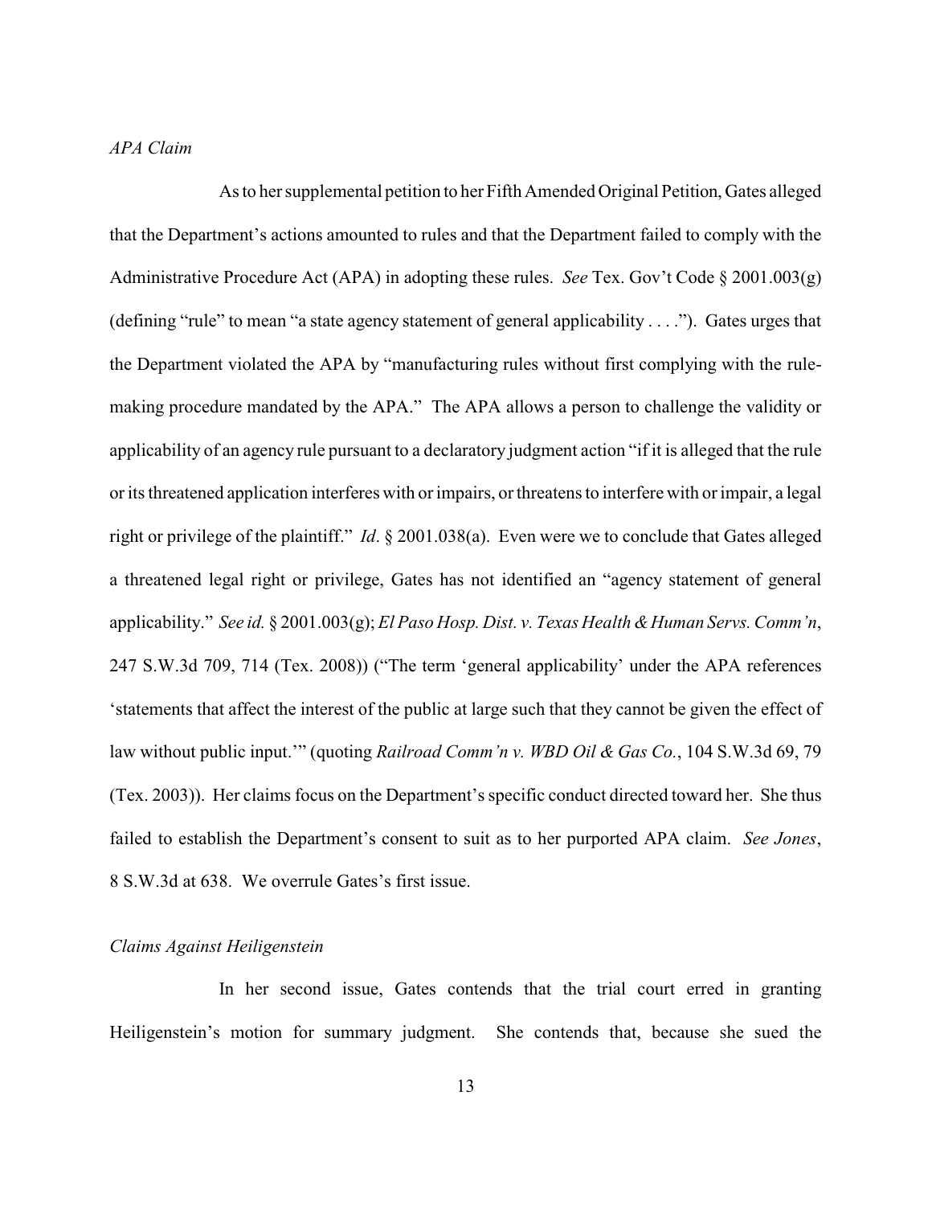*APA Claim*

As to her supplemental petition to her Fifth Amended Original Petition, Gates alleged that the Department's actions amounted to rules and that the Department failed to comply with the Administrative Procedure Act (APA) in adopting these rules. *See* Tex. Gov't Code § 2001.003(g) (defining "rule" to mean "a state agency statement of general applicability . . . ."). Gates urges that the Department violated the APA by "manufacturing rules without first complying with the rule-making procedure mandated by the APA." The APA allows a person to challenge the validity or applicability of an agency rule pursuant to a declaratory judgment action "if it is alleged that the rule or its threatened application interferes with or impairs, or threatens to interfere with or impair, a legal right or privilege of the plaintiff." *Id*. § 2001.038(a). Even were we to conclude that Gates alleged a threatened legal right or privilege, Gates has not identified an "agency statement of general applicability." *See id.* § 2001.003(g); *El Paso Hosp. Dist. v. Texas Health & Human Servs. Comm'n*, 247 S.W.3d 709, 714 (Tex. 2008)) ("The term 'general applicability' under the APA references 'statements that affect the interest of the public at large such that they cannot be given the effect of law without public input.'" (quoting *Railroad Comm'n v. WBD Oil & Gas Co.*, 104 S.W.3d 69, 79 (Tex. 2003)). Her claims focus on the Department's specific conduct directed toward her. She thus failed to establish the Department's consent to suit as to her purported APA claim. *See Jones*, 8 S.W.3d at 638. We overrule Gates's first issue.

*Claims Against Heiligenstein*

In her second issue, Gates contends that the trial court erred in granting Heiligenstein's motion for summary judgment. She contends that, because she sued the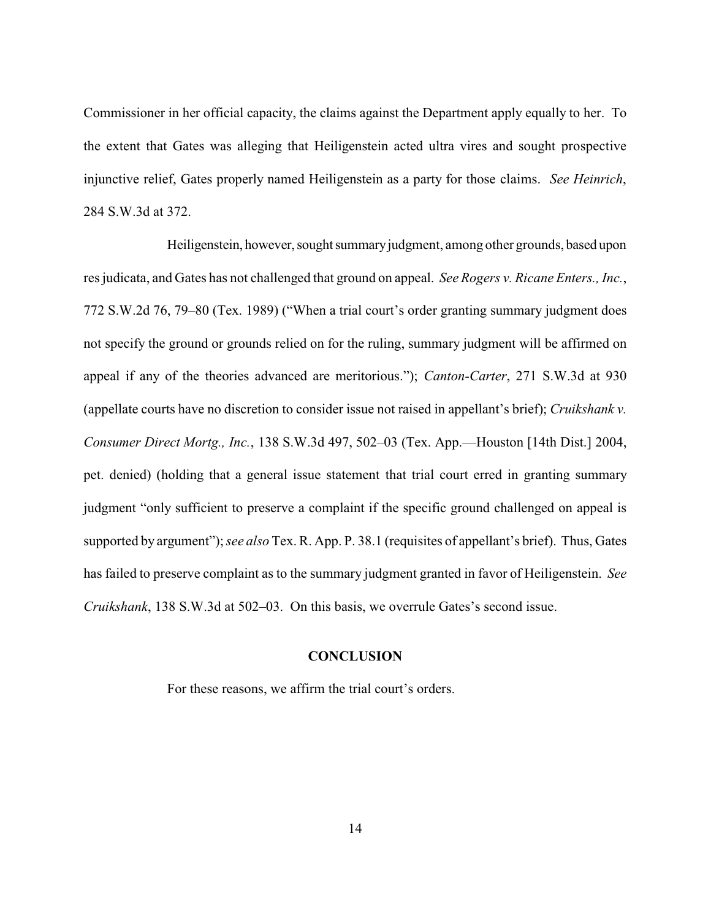Commissioner in her official capacity, the claims against the Department apply equally to her. To the extent that Gates was alleging that Heiligenstein acted ultra vires and sought prospective injunctive relief, Gates properly named Heiligenstein as a party for those claims. *See Heinrich*, 284 S.W.3d at 372.

Heiligenstein, however, sought summary judgment, among other grounds, based upon res judicata, and Gates has not challenged that ground on appeal. *See Rogers v. Ricane Enters., Inc.*, 772 S.W.2d 76, 79–80 (Tex. 1989) ("When a trial court's order granting summary judgment does not specify the ground or grounds relied on for the ruling, summary judgment will be affirmed on appeal if any of the theories advanced are meritorious."); *Canton-Carter*, 271 S.W.3d at 930 (appellate courts have no discretion to consider issue not raised in appellant's brief); *Cruikshank v. Consumer Direct Mortg., Inc.*, 138 S.W.3d 497, 502–03 (Tex. App.—Houston [14th Dist.] 2004, pet. denied) (holding that a general issue statement that trial court erred in granting summary judgment "only sufficient to preserve a complaint if the specific ground challenged on appeal is supported by argument"); *see also* Tex. R. App. P. 38.1 (requisites of appellant's brief). Thus, Gates has failed to preserve complaint as to the summary judgment granted in favor of Heiligenstein. *See Cruikshank*, 138 S.W.3d at 502–03. On this basis, we overrule Gates's second issue.

## CONCLUSION

For these reasons, we affirm the trial court's orders.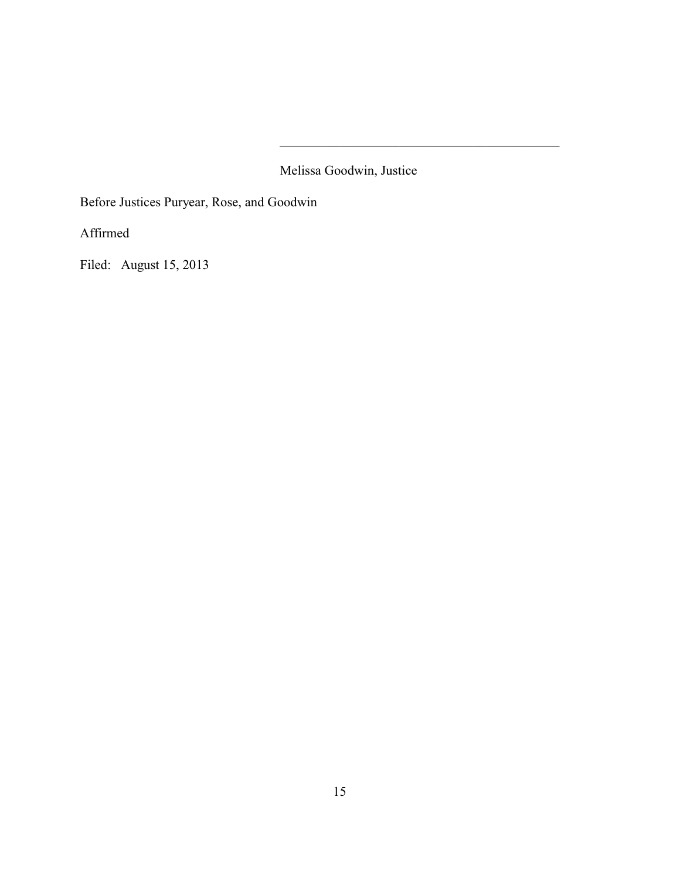\_\_\_\_\_\_\_\_\_\_\_\_\_\_\_\_\_\_\_\_\_\_\_\_\_\_\_\_\_\_\_\_\_\_\_\_\_\_\_\_\_\_\_

Melissa Goodwin, Justice

Before Justices Puryear, Rose, and Goodwin

Affirmed

Filed: August 15, 2013